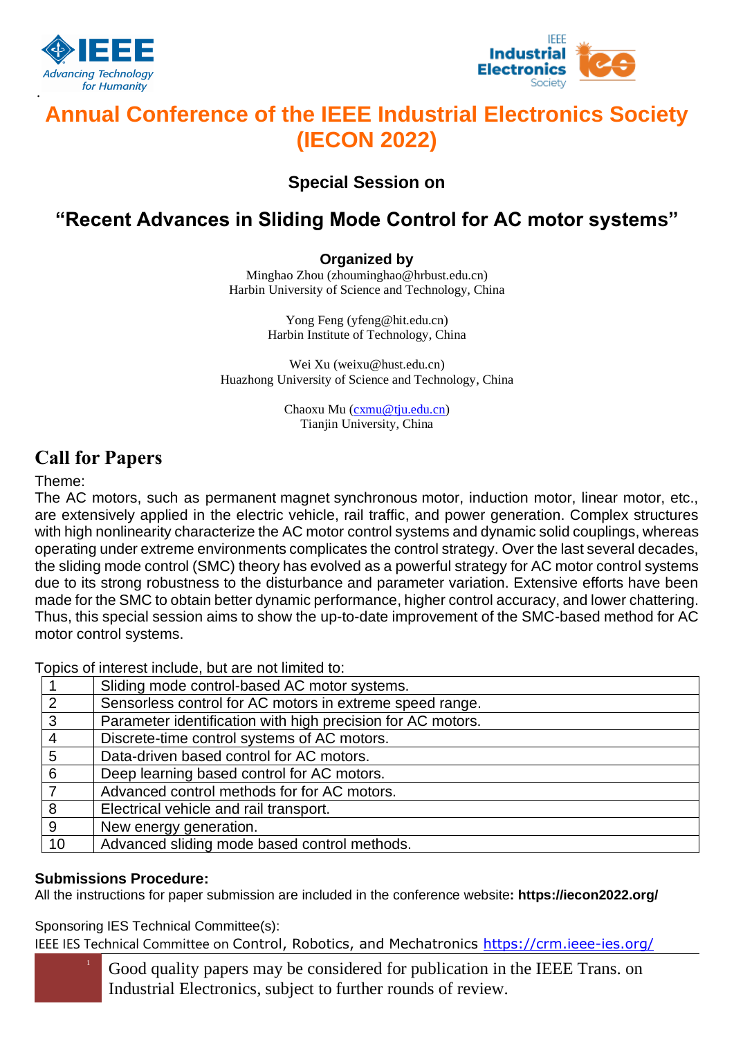# Annual Conference of the IEEE Industrial Electronics Society (IECON 2022)

### Special Session on

## "Recent Advances in Sliding Mode Control for AC motor systems"

**Organized by**

Minghao Zhou (zhouminghao@hrbust.edu.cn)
Harbin University of Science and Technology, China

Yong Feng (yfeng@hit.edu.cn)
Harbin Institute of Technology, China

Wei Xu (weixu@hust.edu.cn)
Huazhong University of Science and Technology, China

Chaoxu Mu (cxmu@tju.edu.cn)
Tianjin University, China

## Call for Papers

Theme:

The AC motors, such as permanent magnet synchronous motor, induction motor, linear motor, etc., are extensively applied in the electric vehicle, rail traffic, and power generation. Complex structures with high nonlinearity characterize the AC motor control systems and dynamic solid couplings, whereas operating under extreme environments complicates the control strategy. Over the last several decades, the sliding mode control (SMC) theory has evolved as a powerful strategy for AC motor control systems due to its strong robustness to the disturbance and parameter variation. Extensive efforts have been made for the SMC to obtain better dynamic performance, higher control accuracy, and lower chattering. Thus, this special session aims to show the up-to-date improvement of the SMC-based method for AC motor control systems.

Topics of interest include, but are not limited to:

| | |
|---|---|
| 1 | Sliding mode control-based AC motor systems. |
| 2 | Sensorless control for AC motors in extreme speed range. |
| 3 | Parameter identification with high precision for AC motors. |
| 4 | Discrete-time control systems of AC motors. |
| 5 | Data-driven based control for AC motors. |
| 6 | Deep learning based control for AC motors. |
| 7 | Advanced control methods for for AC motors. |
| 8 | Electrical vehicle and rail transport. |
| 9 | New energy generation. |
| 10 | Advanced sliding mode based control methods. |

**Submissions Procedure:**

All the instructions for paper submission are included in the conference website**: https://iecon2022.org/**

Sponsoring IES Technical Committee(s):

IEEE IES Technical Committee on Control, Robotics, and Mechatronics https://crm.ieee-ies.org/

Good quality papers may be considered for publication in the IEEE Trans. on Industrial Electronics, subject to further rounds of review.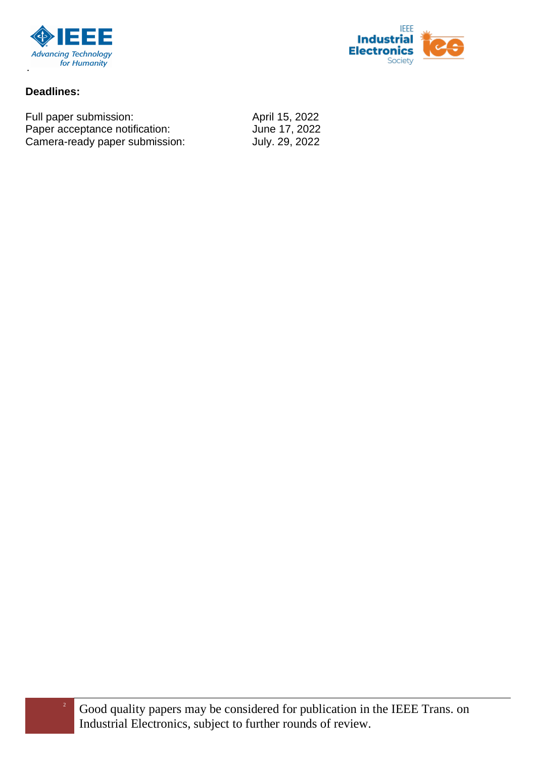**Deadlines:**

| | |
|---|---|
| Full paper submission: | April 15, 2022 |
| Paper acceptance notification: | June 17, 2022 |
| Camera-ready paper submission: | July. 29, 2022 |

[2] Good quality papers may be considered for publication in the IEEE Trans. on Industrial Electronics, subject to further rounds of review.